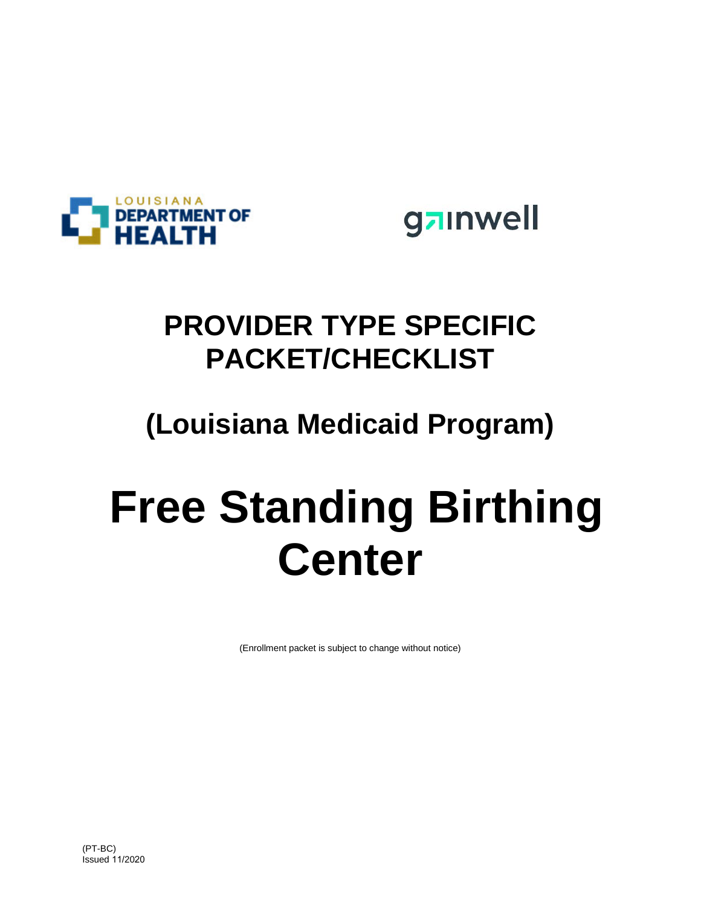LOUISIANA DEPARTMENT OF HEALTH

gainwell

# PROVIDER TYPE SPECIFIC PACKET/CHECKLIST

## (Louisiana Medicaid Program)

# Free Standing Birthing Center

(Enrollment packet is subject to change without notice)

(PT-BC)
Issued 11/2020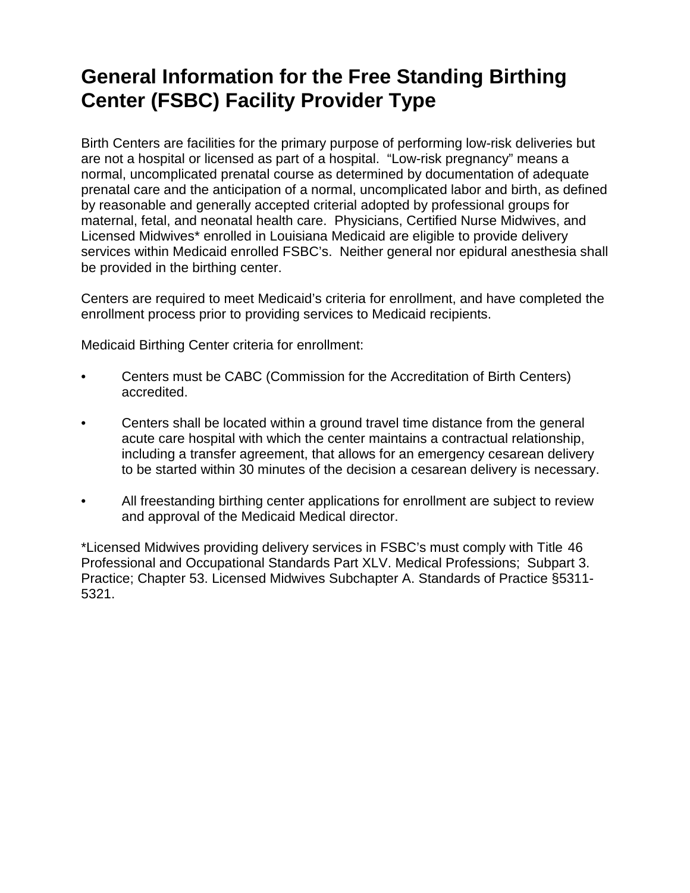# General Information for the Free Standing Birthing Center (FSBC) Facility Provider Type

Birth Centers are facilities for the primary purpose of performing low-risk deliveries but are not a hospital or licensed as part of a hospital. "Low-risk pregnancy" means a normal, uncomplicated prenatal course as determined by documentation of adequate prenatal care and the anticipation of a normal, uncomplicated labor and birth, as defined by reasonable and generally accepted criterial adopted by professional groups for maternal, fetal, and neonatal health care. Physicians, Certified Nurse Midwives, and Licensed Midwives* enrolled in Louisiana Medicaid are eligible to provide delivery services within Medicaid enrolled FSBC's. Neither general nor epidural anesthesia shall be provided in the birthing center.

Centers are required to meet Medicaid's criteria for enrollment, and have completed the enrollment process prior to providing services to Medicaid recipients.

Medicaid Birthing Center criteria for enrollment:

- Centers must be CABC (Commission for the Accreditation of Birth Centers) accredited.
- Centers shall be located within a ground travel time distance from the general acute care hospital with which the center maintains a contractual relationship, including a transfer agreement, that allows for an emergency cesarean delivery to be started within 30 minutes of the decision a cesarean delivery is necessary.
- All freestanding birthing center applications for enrollment are subject to review and approval of the Medicaid Medical director.

*Licensed Midwives providing delivery services in FSBC's must comply with Title 46 Professional and Occupational Standards Part XLV. Medical Professions; Subpart 3. Practice; Chapter 53. Licensed Midwives Subchapter A. Standards of Practice §5311-5321.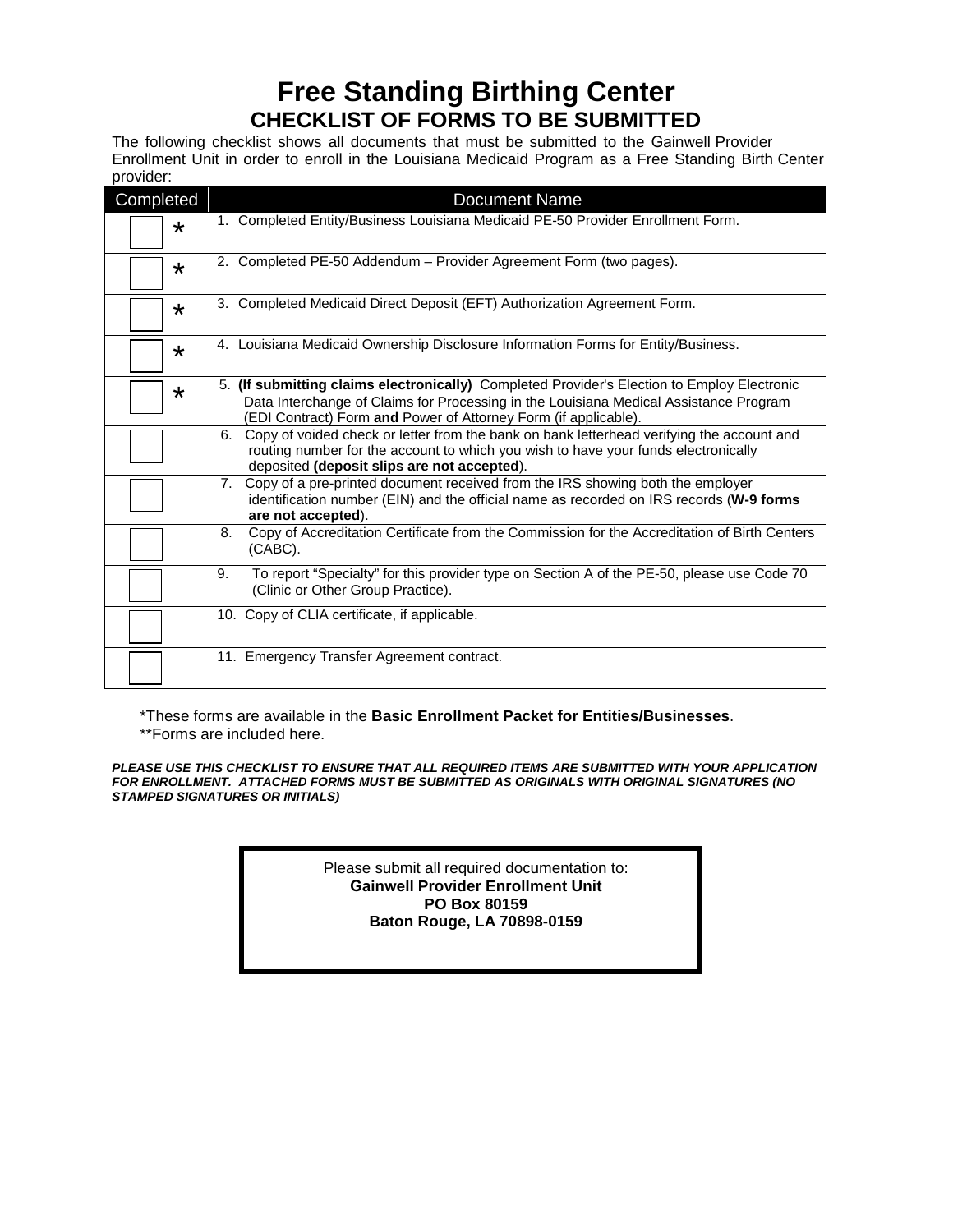# Free Standing Birthing Center

## CHECKLIST OF FORMS TO BE SUBMITTED

The following checklist shows all documents that must be submitted to the Gainwell Provider Enrollment Unit in order to enroll in the Louisiana Medicaid Program as a Free Standing Birth Center provider:

| Completed | Document Name |
|---|---|
| ☐ * | 1. Completed Entity/Business Louisiana Medicaid PE-50 Provider Enrollment Form. |
| ☐ * | 2. Completed PE-50 Addendum – Provider Agreement Form (two pages). |
| ☐ * | 3. Completed Medicaid Direct Deposit (EFT) Authorization Agreement Form. |
| ☐ * | 4. Louisiana Medicaid Ownership Disclosure Information Forms for Entity/Business. |
| ☐ * | 5. **(If submitting claims electronically)** Completed Provider's Election to Employ Electronic Data Interchange of Claims for Processing in the Louisiana Medical Assistance Program (EDI Contract) Form **and** Power of Attorney Form (if applicable). |
| ☐ | 6. Copy of voided check or letter from the bank on bank letterhead verifying the account and routing number for the account to which you wish to have your funds electronically deposited **(deposit slips are not accepted)**. |
| ☐ | 7. Copy of a pre-printed document received from the IRS showing both the employer identification number (EIN) and the official name as recorded on IRS records (**W-9 forms are not accepted**). |
| ☐ | 8. Copy of Accreditation Certificate from the Commission for the Accreditation of Birth Centers (CABC). |
| ☐ | 9. To report "Specialty" for this provider type on Section A of the PE-50, please use Code 70 (Clinic or Other Group Practice). |
| ☐ | 10. Copy of CLIA certificate, if applicable. |
| ☐ | 11. Emergency Transfer Agreement contract. |

*These forms are available in the **Basic Enrollment Packet for Entities/Businesses**.

**Forms are included here.

***PLEASE USE THIS CHECKLIST TO ENSURE THAT ALL REQUIRED ITEMS ARE SUBMITTED WITH YOUR APPLICATION FOR ENROLLMENT. ATTACHED FORMS MUST BE SUBMITTED AS ORIGINALS WITH ORIGINAL SIGNATURES (NO STAMPED SIGNATURES OR INITIALS)***

Please submit all required documentation to:
**Gainwell Provider Enrollment Unit**
**PO Box 80159**
**Baton Rouge, LA 70898-0159**